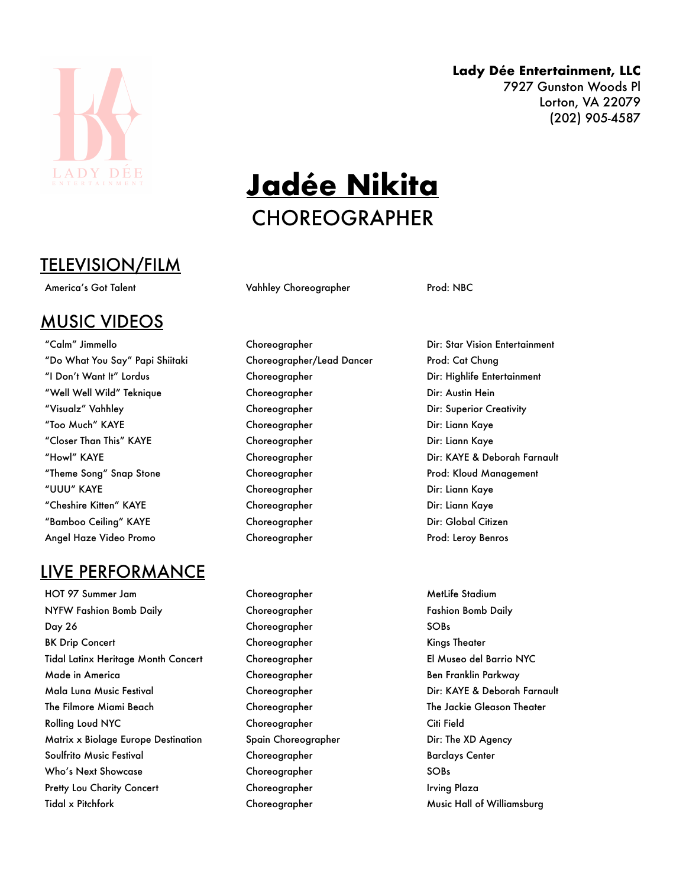**Lady Dée Entertainment, LLC**
7927 Gunston Woods Pl
Lorton, VA 22079
(202) 905-4587

# Jadée Nikita

## CHOREOGRAPHER

## TELEVISION/FILM

| | | |
|---|---|---|
| America's Got Talent | Vahhley Choreographer | Prod: NBC |

## MUSIC VIDEOS

| | | |
|---|---|---|
| "Calm" Jimmello | Choreographer | Dir: Star Vision Entertainment |
| "Do What You Say" Papi Shiitaki | Choreographer/Lead Dancer | Prod: Cat Chung |
| "I Don't Want It" Lordus | Choreographer | Dir: Highlife Entertainment |
| "Well Well Wild" Teknique | Choreographer | Dir: Austin Hein |
| "Visualz" Vahhley | Choreographer | Dir: Superior Creativity |
| "Too Much" KAYE | Choreographer | Dir: Liann Kaye |
| "Closer Than This" KAYE | Choreographer | Dir: Liann Kaye |
| "Howl" KAYE | Choreographer | Dir: KAYE & Deborah Farnault |
| "Theme Song" Snap Stone | Choreographer | Prod: Kloud Management |
| "UUU" KAYE | Choreographer | Dir: Liann Kaye |
| "Cheshire Kitten" KAYE | Choreographer | Dir: Liann Kaye |
| "Bamboo Ceiling" KAYE | Choreographer | Dir: Global Citizen |
| Angel Haze Video Promo | Choreographer | Prod: Leroy Benros |

## LIVE PERFORMANCE

| | | |
|---|---|---|
| HOT 97 Summer Jam | Choreographer | MetLife Stadium |
| NYFW Fashion Bomb Daily | Choreographer | Fashion Bomb Daily |
| Day 26 | Choreographer | SOBs |
| BK Drip Concert | Choreographer | Kings Theater |
| Tidal Latinx Heritage Month Concert | Choreographer | El Museo del Barrio NYC |
| Made in America | Choreographer | Ben Franklin Parkway |
| Mala Luna Music Festival | Choreographer | Dir: KAYE & Deborah Farnault |
| The Filmore Miami Beach | Choreographer | The Jackie Gleason Theater |
| Rolling Loud NYC | Choreographer | Citi Field |
| Matrix x Biolage Europe Destination | Spain Choreographer | Dir: The XD Agency |
| Soulfrito Music Festival | Choreographer | Barclays Center |
| Who's Next Showcase | Choreographer | SOBs |
| Pretty Lou Charity Concert | Choreographer | Irving Plaza |
| Tidal x Pitchfork | Choreographer | Music Hall of Williamsburg |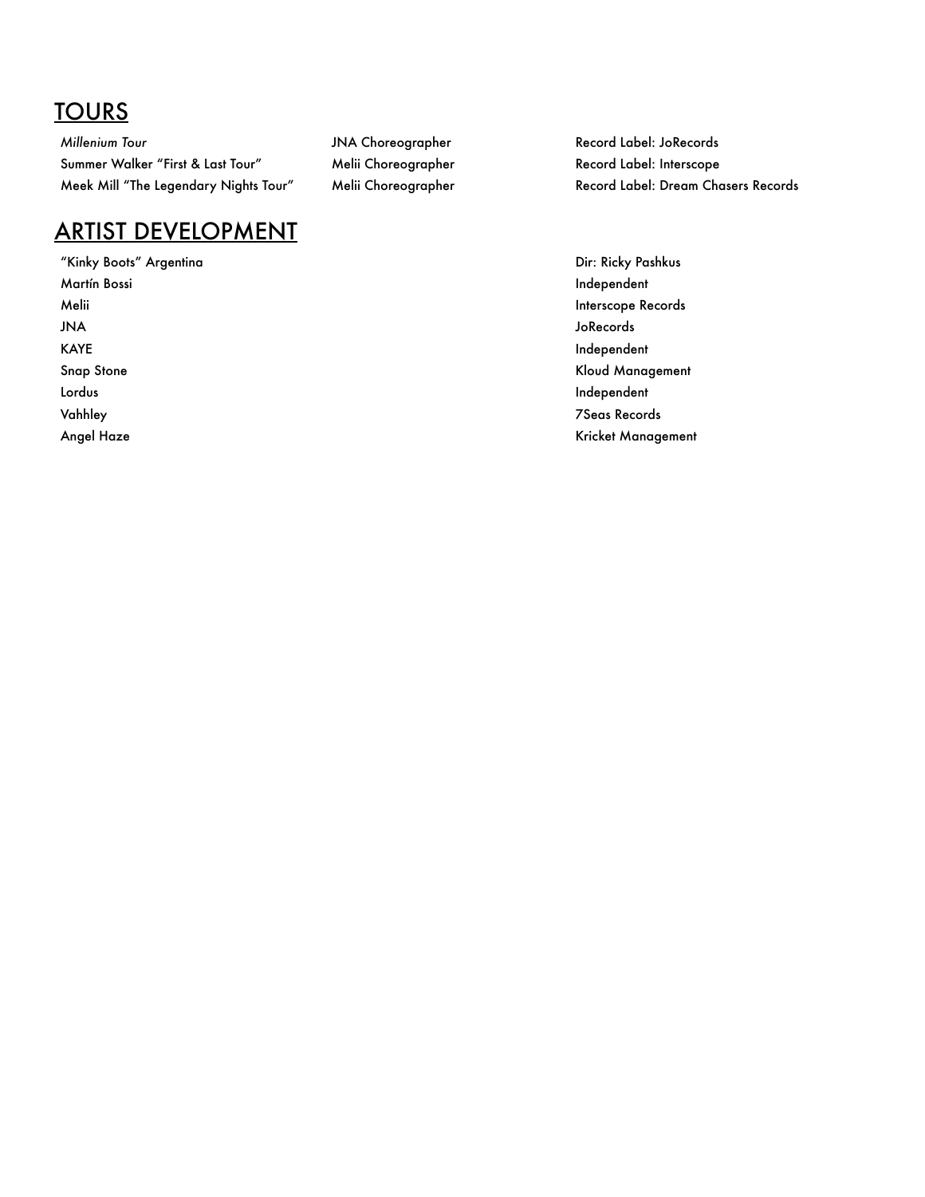## TOURS

| | | |
|---|---|---|
| *Millenium Tour* | JNA Choreographer | Record Label: JoRecords |
| Summer Walker "First & Last Tour" | Melii Choreographer | Record Label: Interscope |
| Meek Mill "The Legendary Nights Tour" | Melii Choreographer | Record Label: Dream Chasers Records |

## ARTIST DEVELOPMENT

| | |
|---|---|
| "Kinky Boots" Argentina | Dir: Ricky Pashkus |
| Martín Bossi | Independent |
| Melii | Interscope Records |
| JNA | JoRecords |
| KAYE | Independent |
| Snap Stone | Kloud Management |
| Lordus | Independent |
| Vahhley | 7Seas Records |
| Angel Haze | Kricket Management |